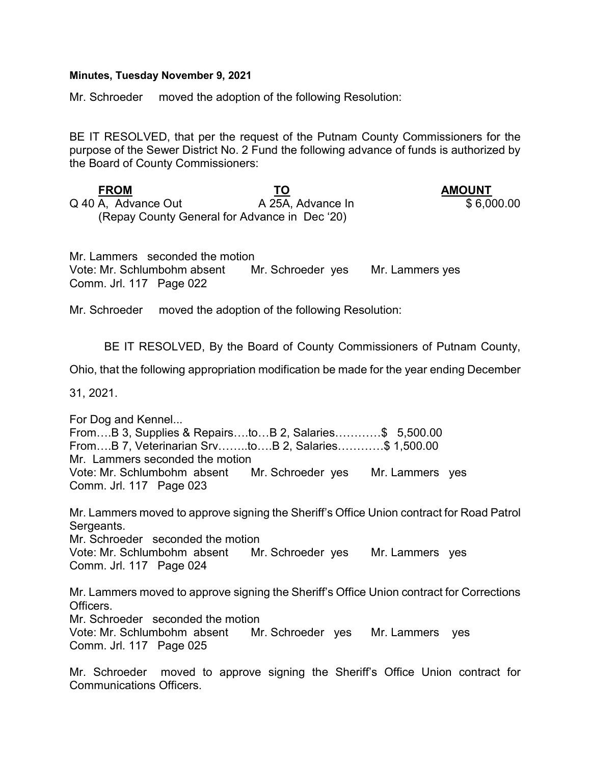**Minutes, Tuesday November 9, 2021**

Mr. Schroeder moved the adoption of the following Resolution:

BE IT RESOLVED, that per the request of the Putnam County Commissioners for the purpose of the Sewer District No. 2 Fund the following advance of funds is authorized by the Board of County Commissioners:

| **FROM** | **TO** | **AMOUNT** |
|---|---|---|
| Q 40 A, Advance Out | A 25A, Advance In | $ 6,000.00 |
| (Repay County General for Advance in Dec '20) | | |

Mr. Lammers seconded the motion
Vote: Mr. Schlumbohm absent Mr. Schroeder yes Mr. Lammers yes
Comm. Jrl. 117 Page 022

Mr. Schroeder moved the adoption of the following Resolution:

BE IT RESOLVED, By the Board of County Commissioners of Putnam County, Ohio, that the following appropriation modification be made for the year ending December 31, 2021.

For Dog and Kennel...
From….B 3, Supplies & Repairs….to…B 2, Salaries…………$ 5,500.00
From….B 7, Veterinarian Srv……..to….B 2, Salaries…………$ 1,500.00
Mr. Lammers seconded the motion
Vote: Mr. Schlumbohm absent Mr. Schroeder yes Mr. Lammers yes
Comm. Jrl. 117 Page 023

Mr. Lammers moved to approve signing the Sheriff's Office Union contract for Road Patrol Sergeants.
Mr. Schroeder seconded the motion
Vote: Mr. Schlumbohm absent Mr. Schroeder yes Mr. Lammers yes
Comm. Jrl. 117 Page 024

Mr. Lammers moved to approve signing the Sheriff's Office Union contract for Corrections Officers.
Mr. Schroeder seconded the motion
Vote: Mr. Schlumbohm absent Mr. Schroeder yes Mr. Lammers yes
Comm. Jrl. 117 Page 025

Mr. Schroeder moved to approve signing the Sheriff's Office Union contract for Communications Officers.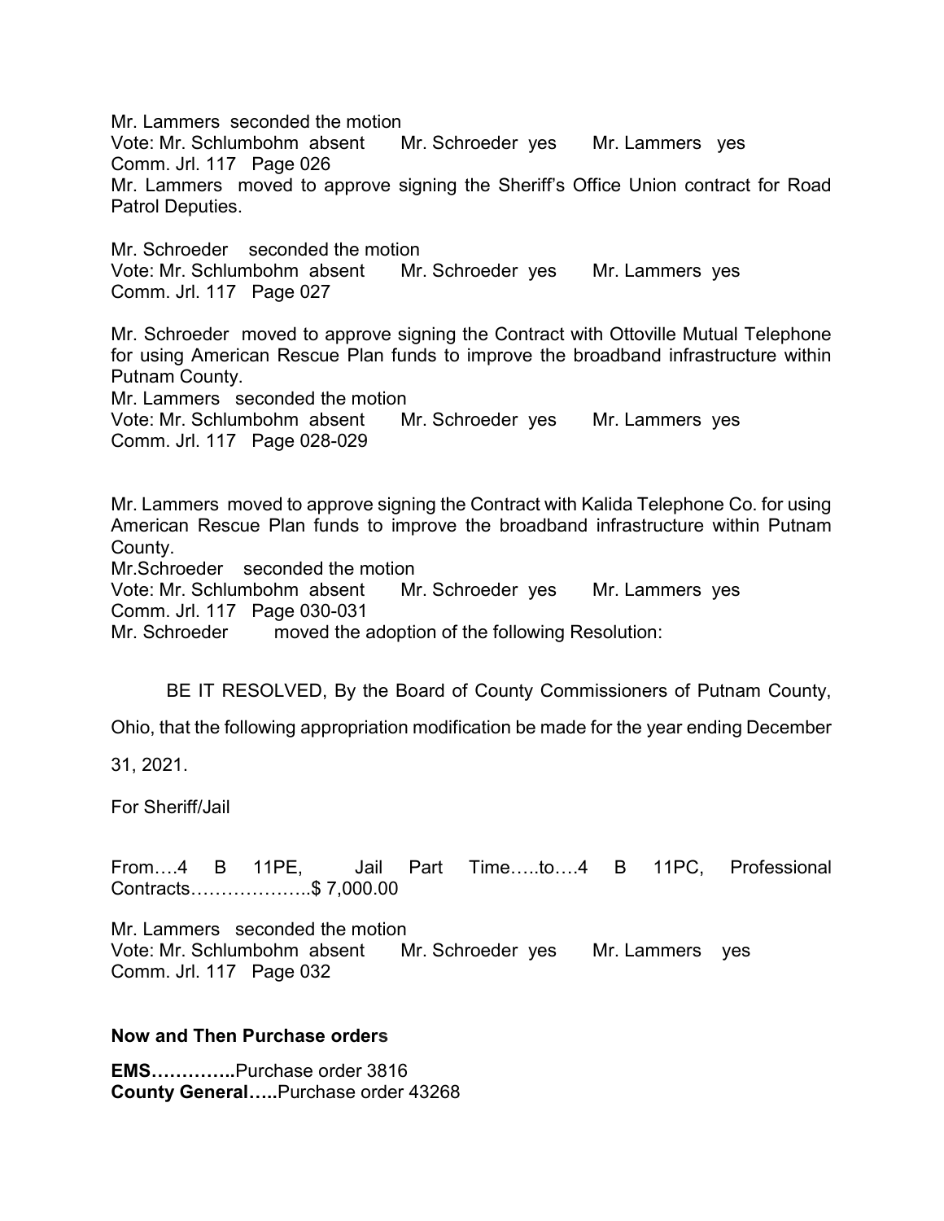Mr. Lammers seconded the motion
Vote: Mr. Schlumbohm absent  Mr. Schroeder yes  Mr. Lammers yes
Comm. Jrl. 117 Page 026
Mr. Lammers moved to approve signing the Sheriff's Office Union contract for Road Patrol Deputies.

Mr. Schroeder seconded the motion
Vote: Mr. Schlumbohm absent  Mr. Schroeder yes  Mr. Lammers yes
Comm. Jrl. 117 Page 027

Mr. Schroeder moved to approve signing the Contract with Ottoville Mutual Telephone for using American Rescue Plan funds to improve the broadband infrastructure within Putnam County.
Mr. Lammers seconded the motion
Vote: Mr. Schlumbohm absent  Mr. Schroeder yes  Mr. Lammers yes
Comm. Jrl. 117 Page 028-029

Mr. Lammers moved to approve signing the Contract with Kalida Telephone Co. for using American Rescue Plan funds to improve the broadband infrastructure within Putnam County.
Mr.Schroeder seconded the motion
Vote: Mr. Schlumbohm absent  Mr. Schroeder yes  Mr. Lammers yes
Comm. Jrl. 117 Page 030-031
Mr. Schroeder moved the adoption of the following Resolution:

BE IT RESOLVED, By the Board of County Commissioners of Putnam County, Ohio, that the following appropriation modification be made for the year ending December 31, 2021.

For Sheriff/Jail

From….4 B 11PE, Jail Part Time…..to….4 B 11PC, Professional Contracts………………..$ 7,000.00

Mr. Lammers seconded the motion
Vote: Mr. Schlumbohm absent  Mr. Schroeder yes  Mr. Lammers yes
Comm. Jrl. 117 Page 032

**Now and Then Purchase orders**

**EMS…………..**Purchase order 3816
**County General…..**Purchase order 43268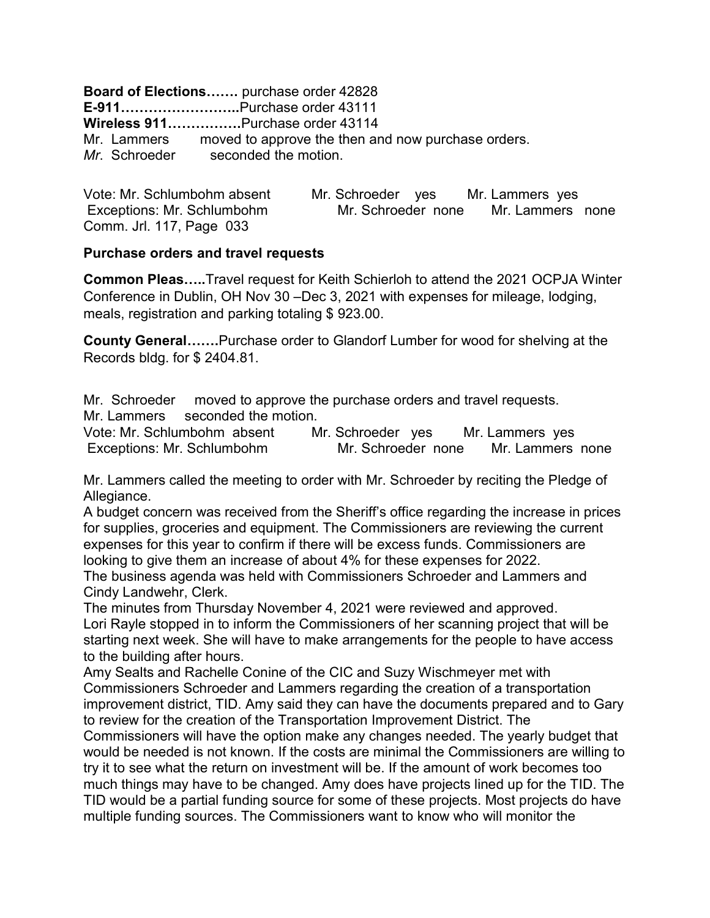**Board of Elections…….** purchase order 42828
**E-911……………………..**Purchase order 43111
**Wireless 911…………….**Purchase order 43114
Mr. Lammers moved to approve the then and now purchase orders.
*Mr.* Schroeder seconded the motion.

Vote: Mr. Schlumbohm absent Mr. Schroeder yes Mr. Lammers yes
Exceptions: Mr. Schlumbohm Mr. Schroeder none Mr. Lammers none
Comm. Jrl. 117, Page 033

**Purchase orders and travel requests**

**Common Pleas…..**Travel request for Keith Schierloh to attend the 2021 OCPJA Winter Conference in Dublin, OH Nov 30 –Dec 3, 2021 with expenses for mileage, lodging, meals, registration and parking totaling $ 923.00.

**County General…….**Purchase order to Glandorf Lumber for wood for shelving at the Records bldg. for $ 2404.81.

Mr. Schroeder moved to approve the purchase orders and travel requests.
Mr. Lammers seconded the motion.
Vote: Mr. Schlumbohm absent Mr. Schroeder yes Mr. Lammers yes
Exceptions: Mr. Schlumbohm Mr. Schroeder none Mr. Lammers none

Mr. Lammers called the meeting to order with Mr. Schroeder by reciting the Pledge of Allegiance.
A budget concern was received from the Sheriff's office regarding the increase in prices for supplies, groceries and equipment. The Commissioners are reviewing the current expenses for this year to confirm if there will be excess funds. Commissioners are looking to give them an increase of about 4% for these expenses for 2022.
The business agenda was held with Commissioners Schroeder and Lammers and Cindy Landwehr, Clerk.
The minutes from Thursday November 4, 2021 were reviewed and approved.
Lori Rayle stopped in to inform the Commissioners of her scanning project that will be starting next week. She will have to make arrangements for the people to have access to the building after hours.
Amy Sealts and Rachelle Conine of the CIC and Suzy Wischmeyer met with Commissioners Schroeder and Lammers regarding the creation of a transportation improvement district, TID. Amy said they can have the documents prepared and to Gary to review for the creation of the Transportation Improvement District. The Commissioners will have the option make any changes needed. The yearly budget that would be needed is not known. If the costs are minimal the Commissioners are willing to try it to see what the return on investment will be. If the amount of work becomes too much things may have to be changed. Amy does have projects lined up for the TID. The TID would be a partial funding source for some of these projects. Most projects do have multiple funding sources. The Commissioners want to know who will monitor the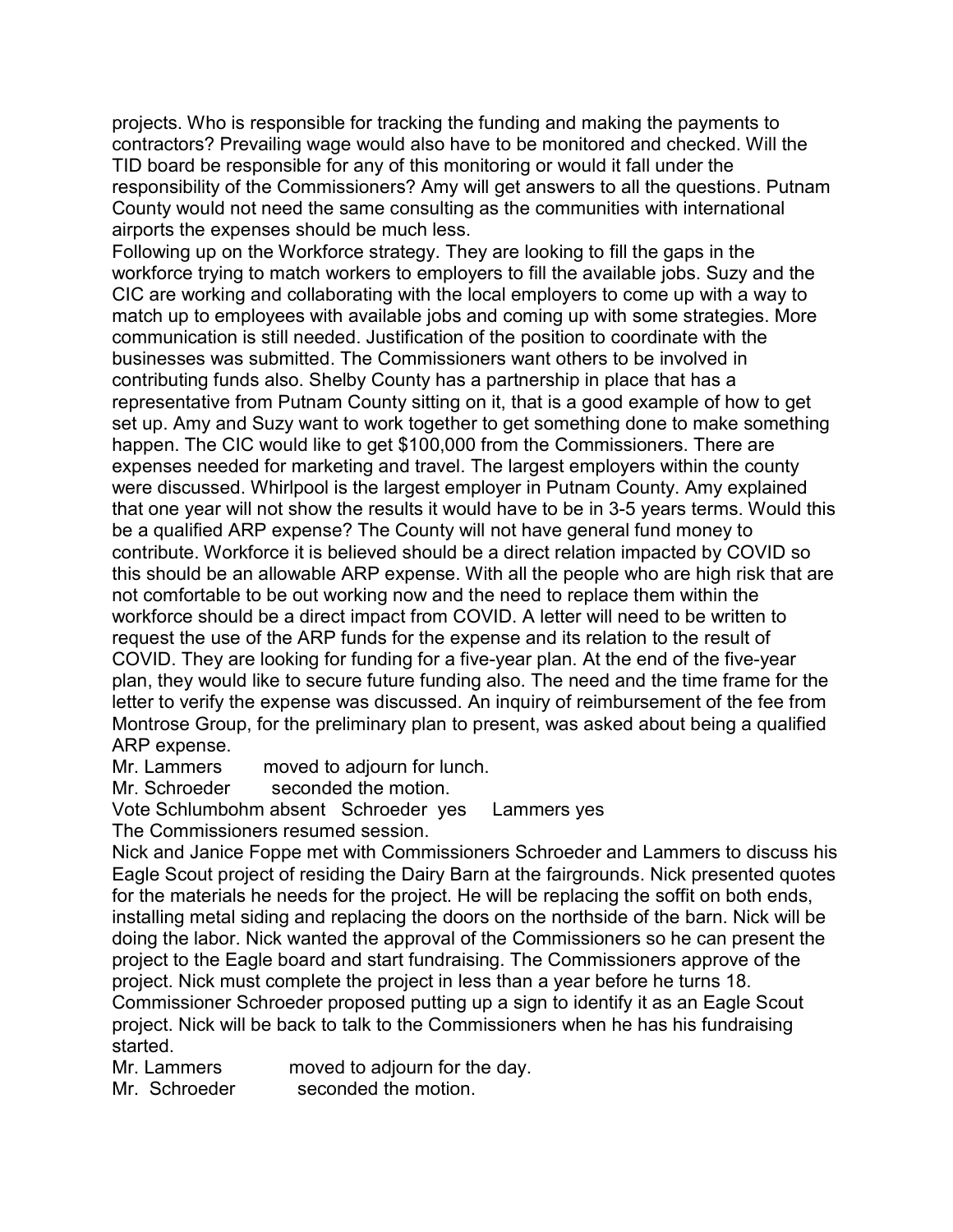projects. Who is responsible for tracking the funding and making the payments to contractors? Prevailing wage would also have to be monitored and checked. Will the TID board be responsible for any of this monitoring or would it fall under the responsibility of the Commissioners? Amy will get answers to all the questions. Putnam County would not need the same consulting as the communities with international airports the expenses should be much less.

Following up on the Workforce strategy. They are looking to fill the gaps in the workforce trying to match workers to employers to fill the available jobs. Suzy and the CIC are working and collaborating with the local employers to come up with a way to match up to employees with available jobs and coming up with some strategies. More communication is still needed. Justification of the position to coordinate with the businesses was submitted. The Commissioners want others to be involved in contributing funds also. Shelby County has a partnership in place that has a representative from Putnam County sitting on it, that is a good example of how to get set up. Amy and Suzy want to work together to get something done to make something happen. The CIC would like to get $100,000 from the Commissioners. There are expenses needed for marketing and travel. The largest employers within the county were discussed. Whirlpool is the largest employer in Putnam County. Amy explained that one year will not show the results it would have to be in 3-5 years terms. Would this be a qualified ARP expense? The County will not have general fund money to contribute. Workforce it is believed should be a direct relation impacted by COVID so this should be an allowable ARP expense. With all the people who are high risk that are not comfortable to be out working now and the need to replace them within the workforce should be a direct impact from COVID. A letter will need to be written to request the use of the ARP funds for the expense and its relation to the result of COVID. They are looking for funding for a five-year plan. At the end of the five-year plan, they would like to secure future funding also. The need and the time frame for the letter to verify the expense was discussed. An inquiry of reimbursement of the fee from Montrose Group, for the preliminary plan to present, was asked about being a qualified ARP expense.

Mr. Lammers moved to adjourn for lunch.

Mr. Schroeder seconded the motion.

Vote Schlumbohm absent Schroeder yes Lammers yes

The Commissioners resumed session.

Nick and Janice Foppe met with Commissioners Schroeder and Lammers to discuss his Eagle Scout project of residing the Dairy Barn at the fairgrounds. Nick presented quotes for the materials he needs for the project. He will be replacing the soffit on both ends, installing metal siding and replacing the doors on the northside of the barn. Nick will be doing the labor. Nick wanted the approval of the Commissioners so he can present the project to the Eagle board and start fundraising. The Commissioners approve of the project. Nick must complete the project in less than a year before he turns 18. Commissioner Schroeder proposed putting up a sign to identify it as an Eagle Scout project. Nick will be back to talk to the Commissioners when he has his fundraising started.

Mr. Lammers moved to adjourn for the day.

Mr. Schroeder seconded the motion.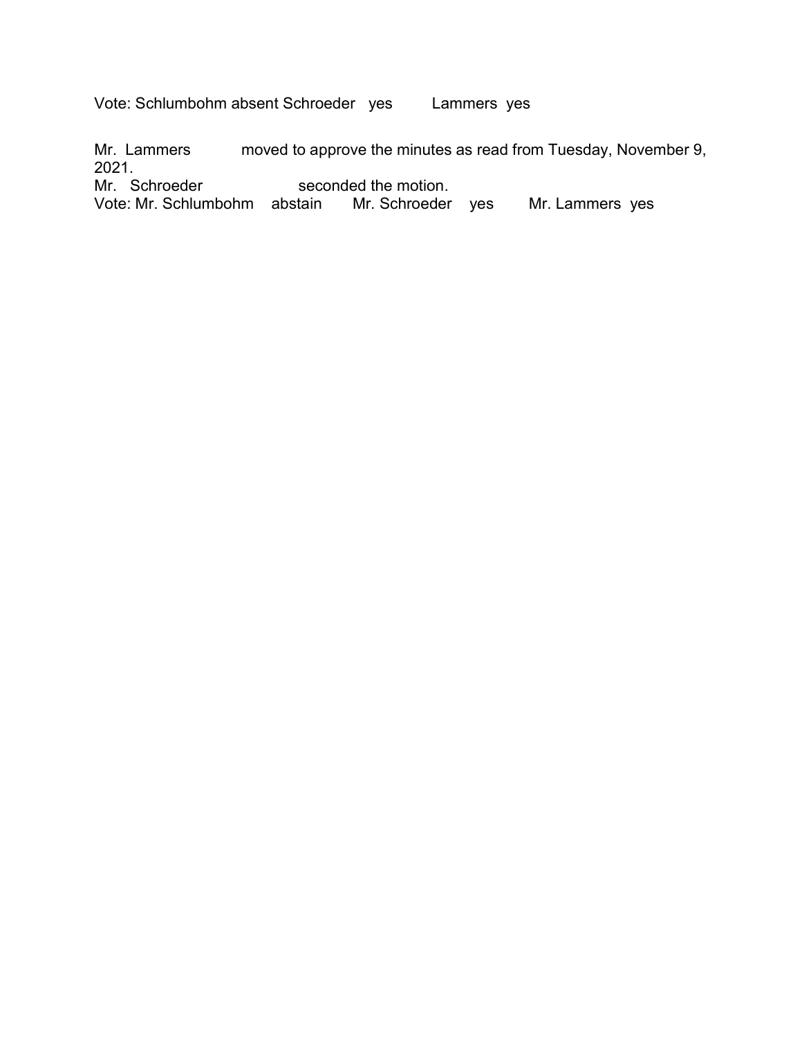Vote: Schlumbohm absent Schroeder yes Lammers yes

Mr. Lammers moved to approve the minutes as read from Tuesday, November 9, 2021.
Mr. Schroeder seconded the motion.
Vote: Mr. Schlumbohm abstain Mr. Schroeder yes Mr. Lammers yes